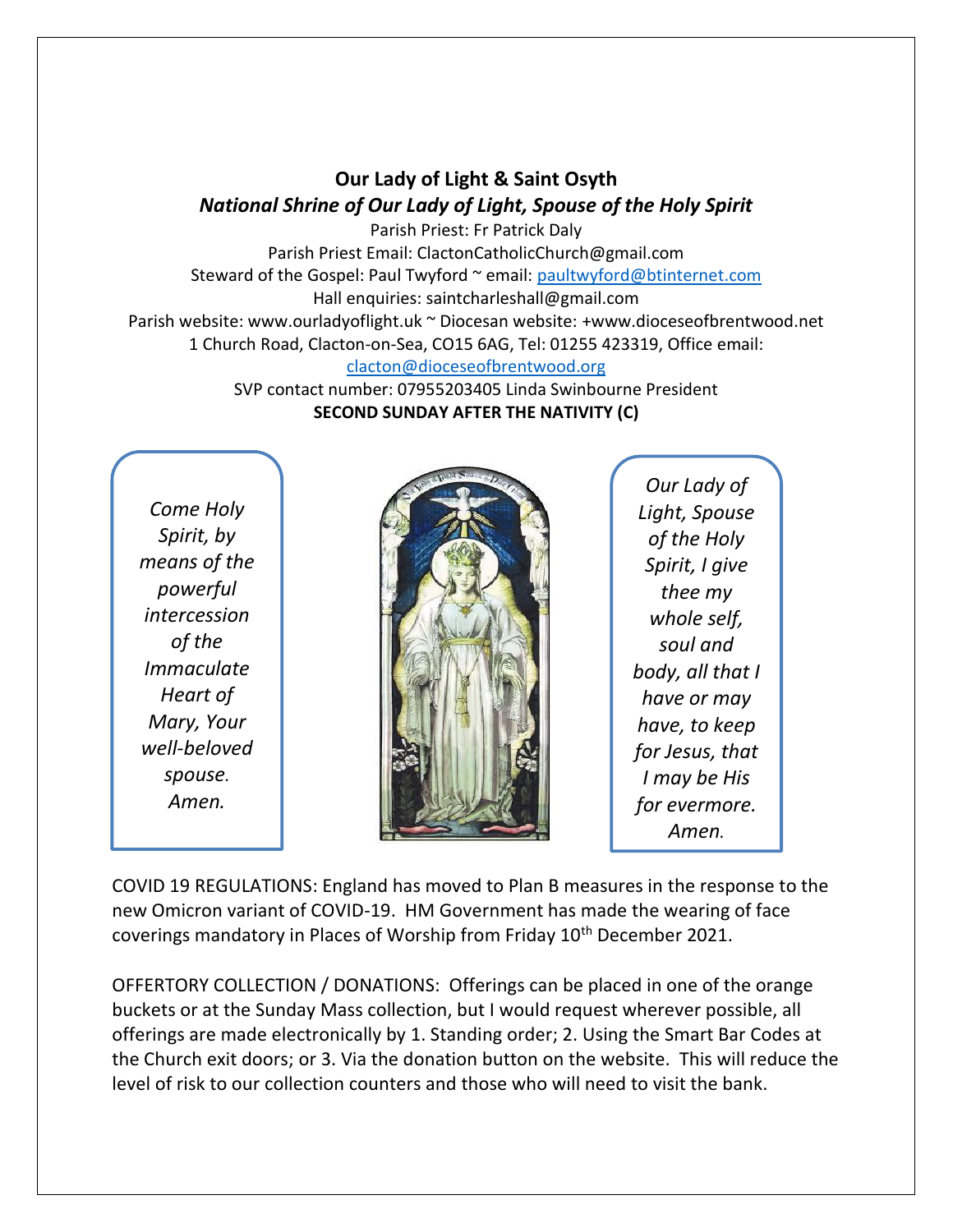# Our Lady of Light & Saint Osyth

## *National Shrine of Our Lady of Light, Spouse of the Holy Spirit*

Parish Priest: Fr Patrick Daly
Parish Priest Email: ClactonCatholicChurch@gmail.com
Steward of the Gospel: Paul Twyford ~ email: paultwyford@btinternet.com
Hall enquiries: saintcharleshall@gmail.com
Parish website: www.ourladyoflight.uk ~ Diocesan website: +www.dioceseofbrentwood.net
1 Church Road, Clacton-on-Sea, CO15 6AG, Tel: 01255 423319, Office email: clacton@dioceseofbrentwood.org
SVP contact number: 07955203405 Linda Swinbourne President

**SECOND SUNDAY AFTER THE NATIVITY (C)**

*Come Holy Spirit, by means of the powerful intercession of the Immaculate Heart of Mary, Your well-beloved spouse. Amen.*

*Our Lady of Light, Spouse of the Holy Spirit, I give thee my whole self, soul and body, all that I have or may have, to keep for Jesus, that I may be His for evermore. Amen.*

COVID 19 REGULATIONS: England has moved to Plan B measures in the response to the new Omicron variant of COVID-19. HM Government has made the wearing of face coverings mandatory in Places of Worship from Friday 10th December 2021.

OFFERTORY COLLECTION / DONATIONS: Offerings can be placed in one of the orange buckets or at the Sunday Mass collection, but I would request wherever possible, all offerings are made electronically by 1. Standing order; 2. Using the Smart Bar Codes at the Church exit doors; or 3. Via the donation button on the website. This will reduce the level of risk to our collection counters and those who will need to visit the bank.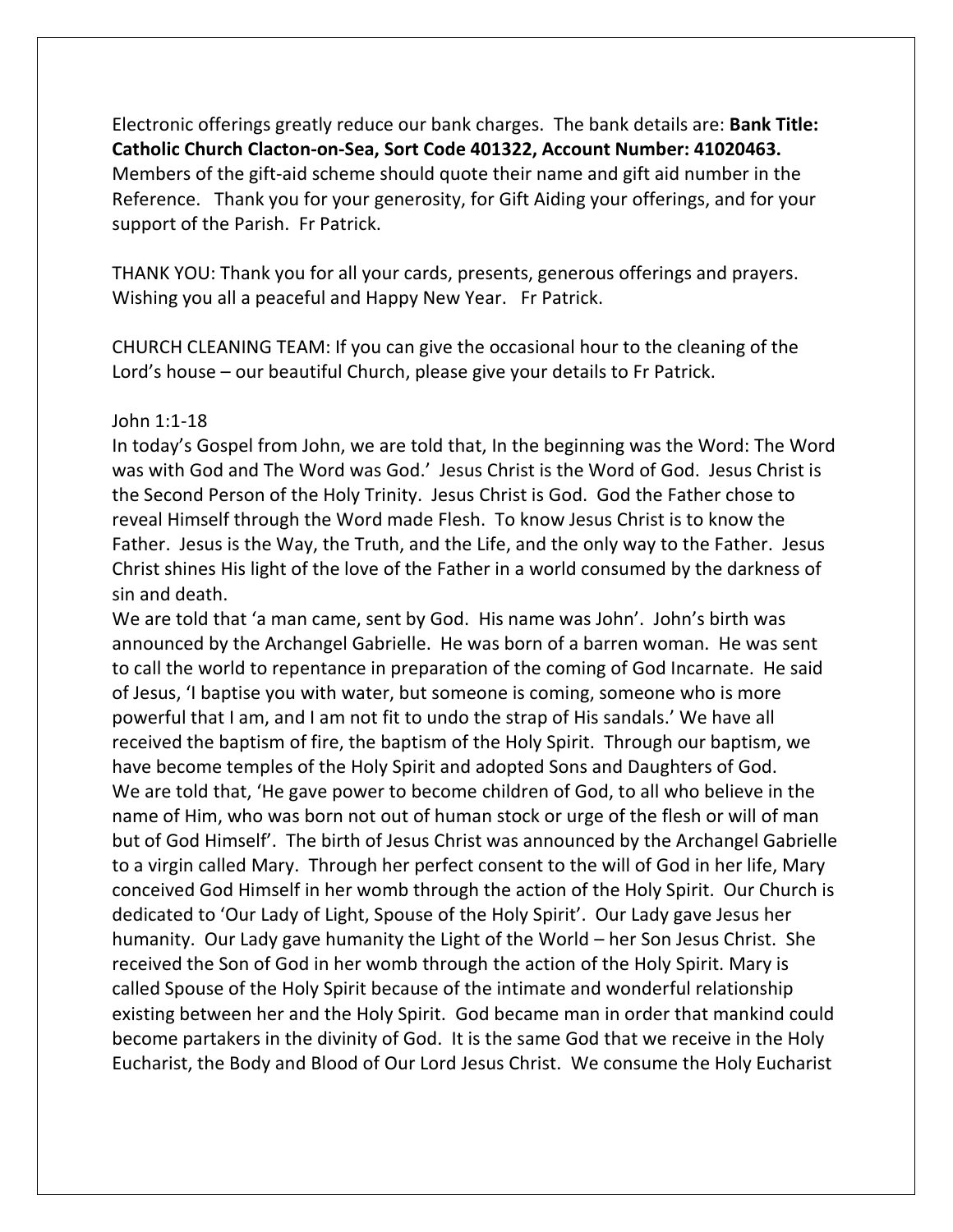Electronic offerings greatly reduce our bank charges. The bank details are: **Bank Title: Catholic Church Clacton-on-Sea, Sort Code 401322, Account Number: 41020463.** Members of the gift-aid scheme should quote their name and gift aid number in the Reference. Thank you for your generosity, for Gift Aiding your offerings, and for your support of the Parish. Fr Patrick.

THANK YOU: Thank you for all your cards, presents, generous offerings and prayers. Wishing you all a peaceful and Happy New Year. Fr Patrick.

CHURCH CLEANING TEAM: If you can give the occasional hour to the cleaning of the Lord's house – our beautiful Church, please give your details to Fr Patrick.

John 1:1-18

In today's Gospel from John, we are told that, In the beginning was the Word: The Word was with God and The Word was God.' Jesus Christ is the Word of God. Jesus Christ is the Second Person of the Holy Trinity. Jesus Christ is God. God the Father chose to reveal Himself through the Word made Flesh. To know Jesus Christ is to know the Father. Jesus is the Way, the Truth, and the Life, and the only way to the Father. Jesus Christ shines His light of the love of the Father in a world consumed by the darkness of sin and death.

We are told that 'a man came, sent by God. His name was John'. John's birth was announced by the Archangel Gabrielle. He was born of a barren woman. He was sent to call the world to repentance in preparation of the coming of God Incarnate. He said of Jesus, 'I baptise you with water, but someone is coming, someone who is more powerful that I am, and I am not fit to undo the strap of His sandals.' We have all received the baptism of fire, the baptism of the Holy Spirit. Through our baptism, we have become temples of the Holy Spirit and adopted Sons and Daughters of God.

We are told that, 'He gave power to become children of God, to all who believe in the name of Him, who was born not out of human stock or urge of the flesh or will of man but of God Himself'. The birth of Jesus Christ was announced by the Archangel Gabrielle to a virgin called Mary. Through her perfect consent to the will of God in her life, Mary conceived God Himself in her womb through the action of the Holy Spirit. Our Church is dedicated to 'Our Lady of Light, Spouse of the Holy Spirit'. Our Lady gave Jesus her humanity. Our Lady gave humanity the Light of the World – her Son Jesus Christ. She received the Son of God in her womb through the action of the Holy Spirit. Mary is called Spouse of the Holy Spirit because of the intimate and wonderful relationship existing between her and the Holy Spirit. God became man in order that mankind could become partakers in the divinity of God. It is the same God that we receive in the Holy Eucharist, the Body and Blood of Our Lord Jesus Christ. We consume the Holy Eucharist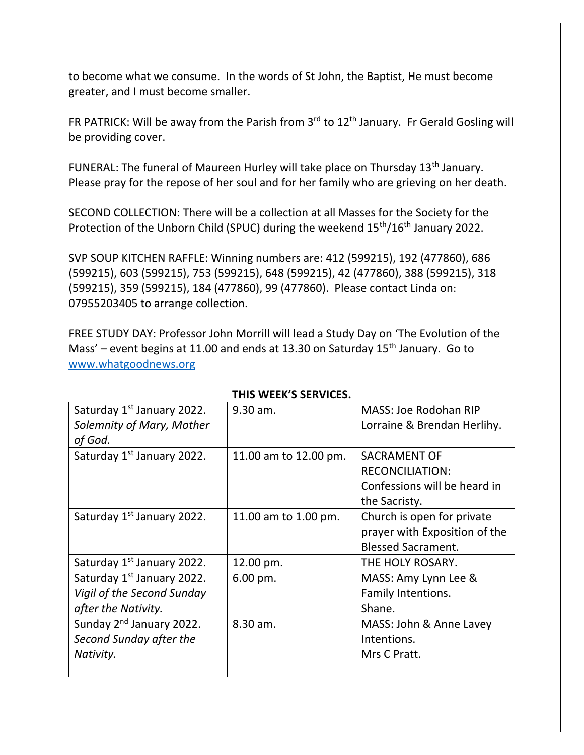to become what we consume. In the words of St John, the Baptist, He must become greater, and I must become smaller.

FR PATRICK: Will be away from the Parish from 3rd to 12th January. Fr Gerald Gosling will be providing cover.

FUNERAL: The funeral of Maureen Hurley will take place on Thursday 13th January. Please pray for the repose of her soul and for her family who are grieving on her death.

SECOND COLLECTION: There will be a collection at all Masses for the Society for the Protection of the Unborn Child (SPUC) during the weekend 15th/16th January 2022.

SVP SOUP KITCHEN RAFFLE: Winning numbers are: 412 (599215), 192 (477860), 686 (599215), 603 (599215), 753 (599215), 648 (599215), 42 (477860), 388 (599215), 318 (599215), 359 (599215), 184 (477860), 99 (477860). Please contact Linda on: 07955203405 to arrange collection.

FREE STUDY DAY: Professor John Morrill will lead a Study Day on 'The Evolution of the Mass' – event begins at 11.00 and ends at 13.30 on Saturday 15th January. Go to [www.whatgoodnews.org](www.whatgoodnews.org)

**THIS WEEK'S SERVICES.**

| | | |
|---|---|---|
| Saturday 1st January 2022. *Solemnity of Mary, Mother of God.* | 9.30 am. | MASS: Joe Rodohan RIP Lorraine & Brendan Herlihy. |
| Saturday 1st January 2022. | 11.00 am to 12.00 pm. | SACRAMENT OF RECONCILIATION: Confessions will be heard in the Sacristy. |
| Saturday 1st January 2022. | 11.00 am to 1.00 pm. | Church is open for private prayer with Exposition of the Blessed Sacrament. |
| Saturday 1st January 2022. | 12.00 pm. | THE HOLY ROSARY. |
| Saturday 1st January 2022. *Vigil of the Second Sunday after the Nativity.* | 6.00 pm. | MASS: Amy Lynn Lee & Family Intentions. Shane. |
| Sunday 2nd January 2022. *Second Sunday after the Nativity.* | 8.30 am. | MASS: John & Anne Lavey Intentions. Mrs C Pratt. |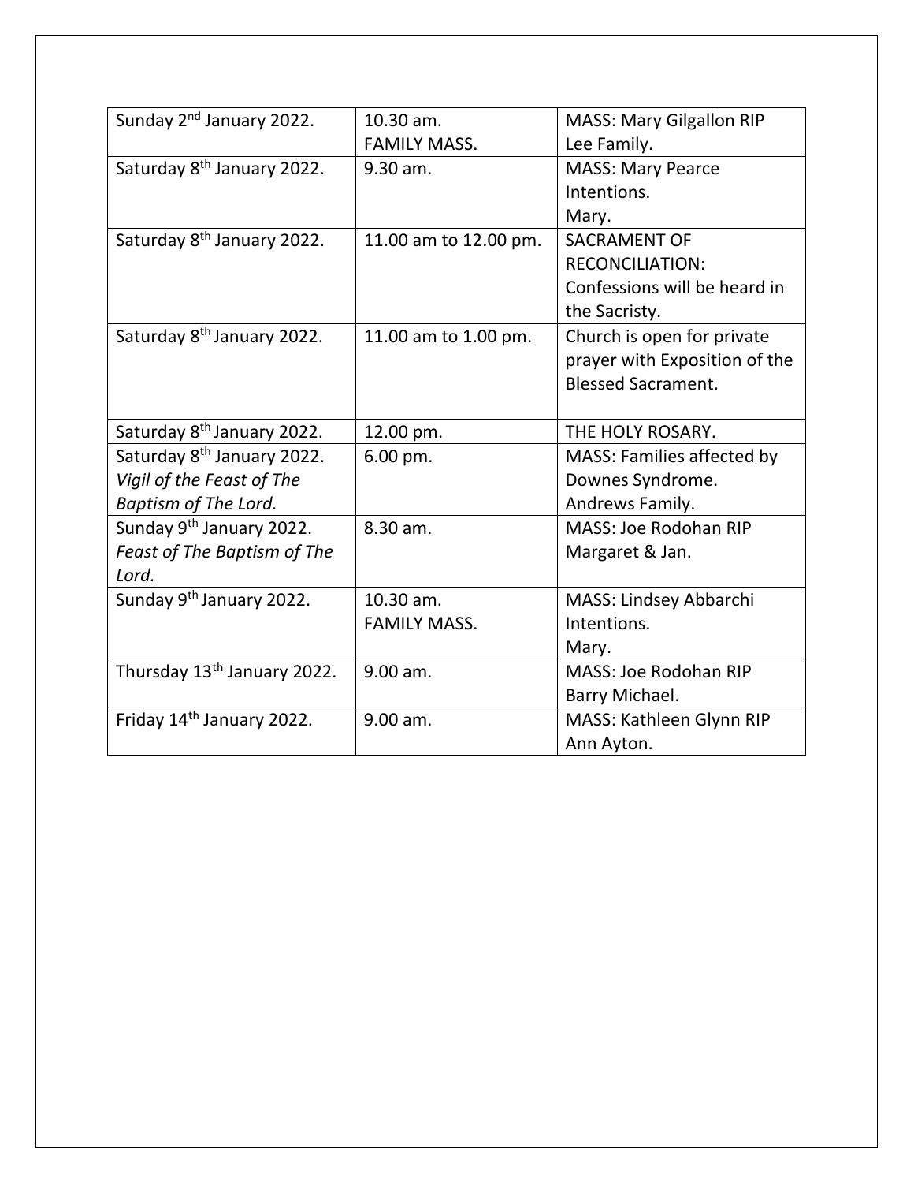| | | |
|---|---|---|
| Sunday 2nd January 2022. | 10.30 am.<br>FAMILY MASS. | MASS: Mary Gilgallon RIP<br>Lee Family. |
| Saturday 8th January 2022. | 9.30 am. | MASS: Mary Pearce<br>Intentions.<br>Mary. |
| Saturday 8th January 2022. | 11.00 am to 12.00 pm. | SACRAMENT OF RECONCILIATION:<br>Confessions will be heard in the Sacristy. |
| Saturday 8th January 2022. | 11.00 am to 1.00 pm. | Church is open for private prayer with Exposition of the Blessed Sacrament. |
| Saturday 8th January 2022. | 12.00 pm. | THE HOLY ROSARY. |
| Saturday 8th January 2022.<br>*Vigil of the Feast of The Baptism of The Lord.* | 6.00 pm. | MASS: Families affected by Downes Syndrome.<br>Andrews Family. |
| Sunday 9th January 2022.<br>*Feast of The Baptism of The Lord.* | 8.30 am. | MASS: Joe Rodohan RIP<br>Margaret & Jan. |
| Sunday 9th January 2022. | 10.30 am.<br>FAMILY MASS. | MASS: Lindsey Abbarchi<br>Intentions.<br>Mary. |
| Thursday 13th January 2022. | 9.00 am. | MASS: Joe Rodohan RIP<br>Barry Michael. |
| Friday 14th January 2022. | 9.00 am. | MASS: Kathleen Glynn RIP<br>Ann Ayton. |